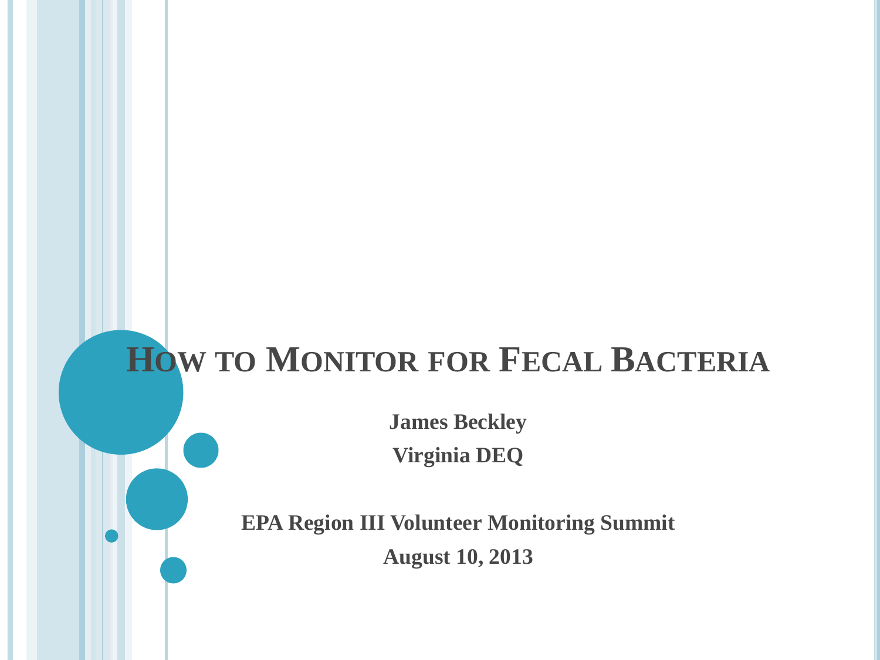# How to Monitor for Fecal Bacteria

**James Beckley**

**Virginia DEQ**

**EPA Region III Volunteer Monitoring Summit**

**August 10, 2013**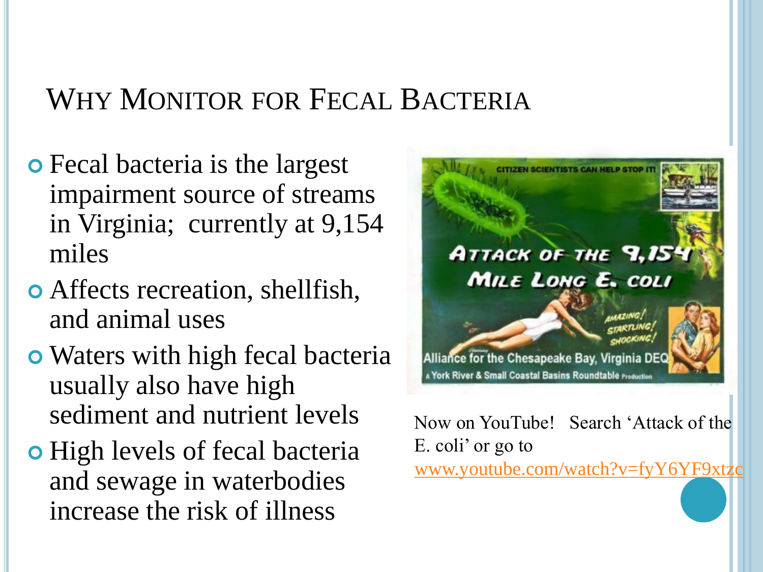## Why Monitor for Fecal Bacteria

- Fecal bacteria is the largest impairment source of streams in Virginia; currently at 9,154 miles
- Affects recreation, shellfish, and animal uses
- Waters with high fecal bacteria usually also have high sediment and nutrient levels
- High levels of fecal bacteria and sewage in waterbodies increase the risk of illness

Now on YouTube! Search 'Attack of the E. coli' or go to [www.youtube.com/watch?v=fyY6YF9xtzc](www.youtube.com/watch?v=fyY6YF9xtzc)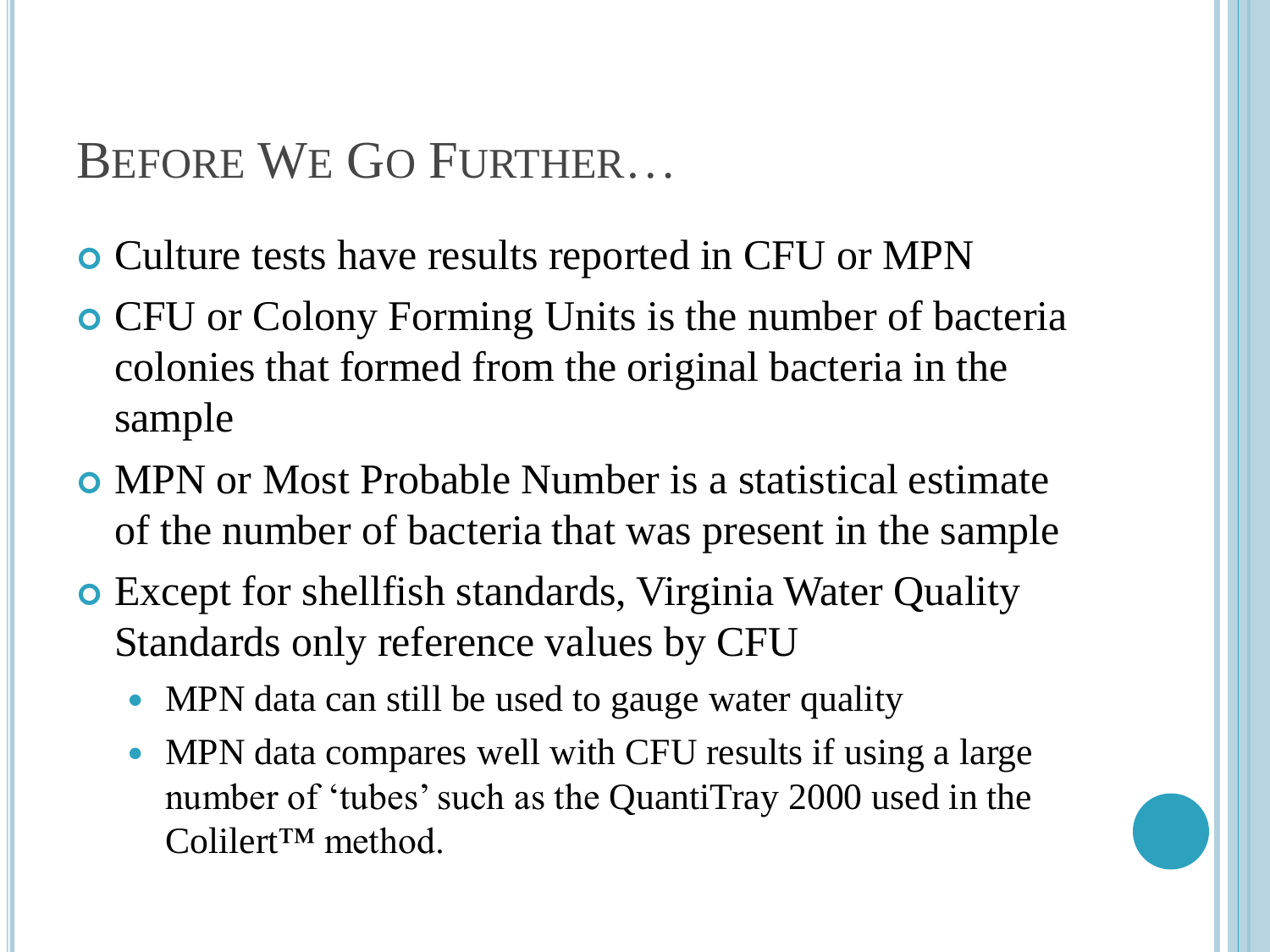## Before We Go Further…

- Culture tests have results reported in CFU or MPN
- CFU or Colony Forming Units is the number of bacteria colonies that formed from the original bacteria in the sample
- MPN or Most Probable Number is a statistical estimate of the number of bacteria that was present in the sample
- Except for shellfish standards, Virginia Water Quality Standards only reference values by CFU
  - MPN data can still be used to gauge water quality
  - MPN data compares well with CFU results if using a large number of 'tubes' such as the QuantiTray 2000 used in the Colilert™ method.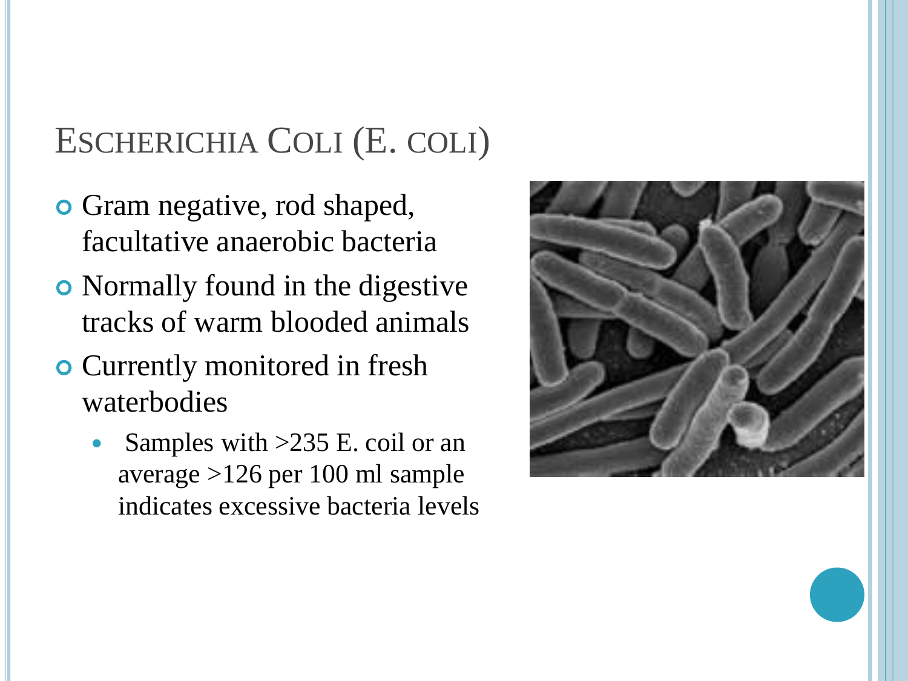# Escherichia Coli (E. coli)

- Gram negative, rod shaped, facultative anaerobic bacteria
- Normally found in the digestive tracks of warm blooded animals
- Currently monitored in fresh waterbodies
  - Samples with >235 E. coil or an average >126 per 100 ml sample indicates excessive bacteria levels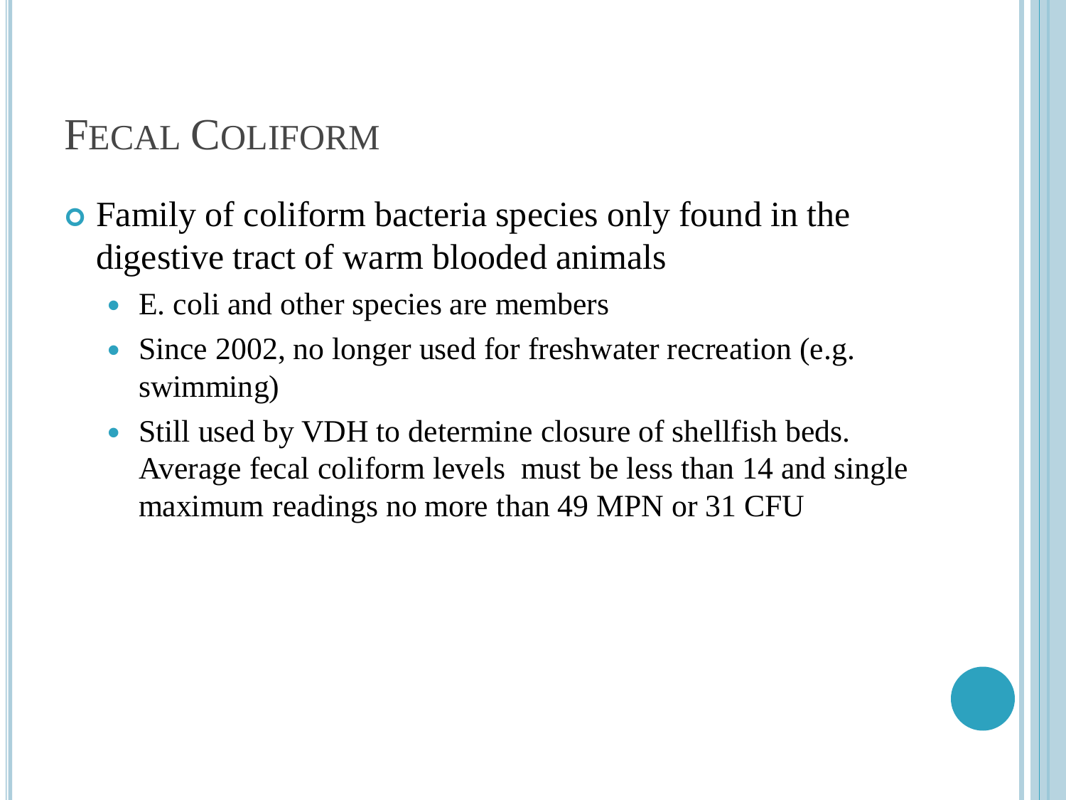# Fecal Coliform

- Family of coliform bacteria species only found in the digestive tract of warm blooded animals
  - E. coli and other species are members
  - Since 2002, no longer used for freshwater recreation (e.g. swimming)
  - Still used by VDH to determine closure of shellfish beds. Average fecal coliform levels must be less than 14 and single maximum readings no more than 49 MPN or 31 CFU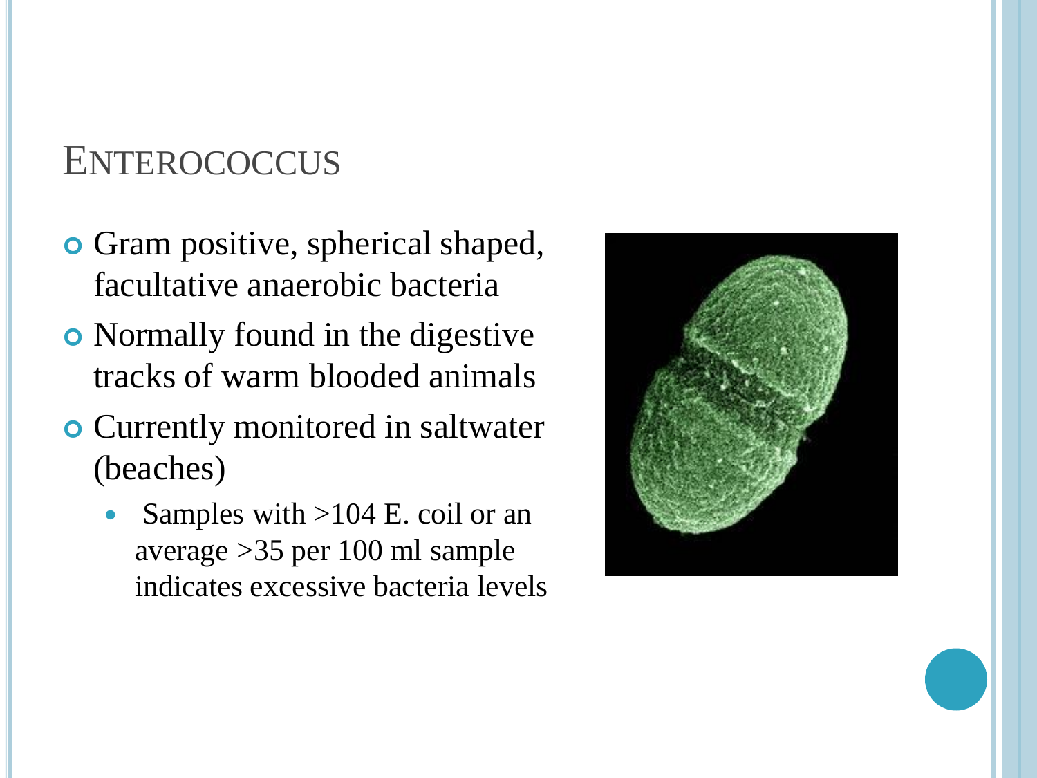# Enterococcus

- Gram positive, spherical shaped, facultative anaerobic bacteria
- Normally found in the digestive tracks of warm blooded animals
- Currently monitored in saltwater (beaches)
  - Samples with >104 E. coil or an average >35 per 100 ml sample indicates excessive bacteria levels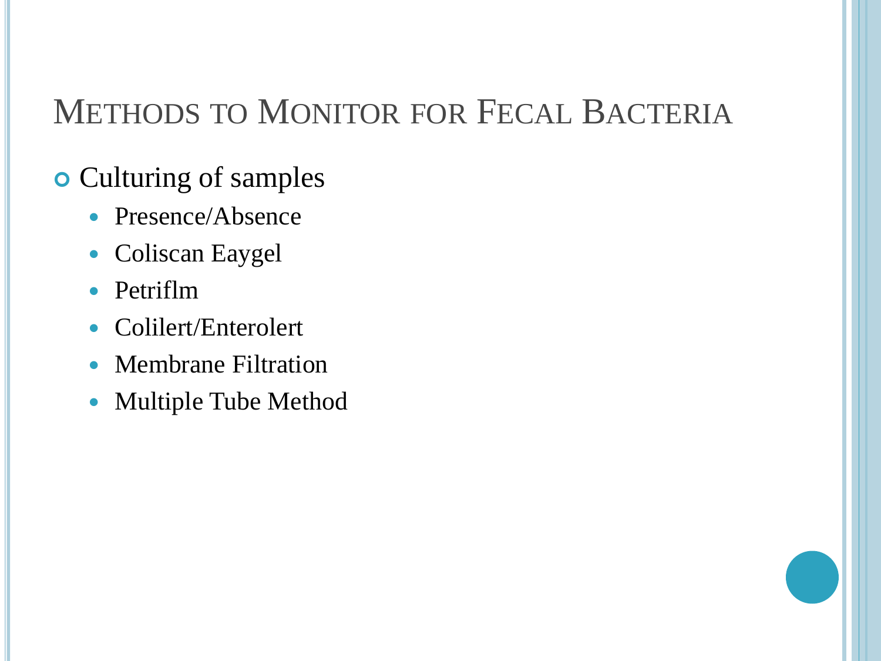# Methods to Monitor for Fecal Bacteria

- Culturing of samples
  - Presence/Absence
  - Coliscan Eaygel
  - Petriflm
  - Colilert/Enterolert
  - Membrane Filtration
  - Multiple Tube Method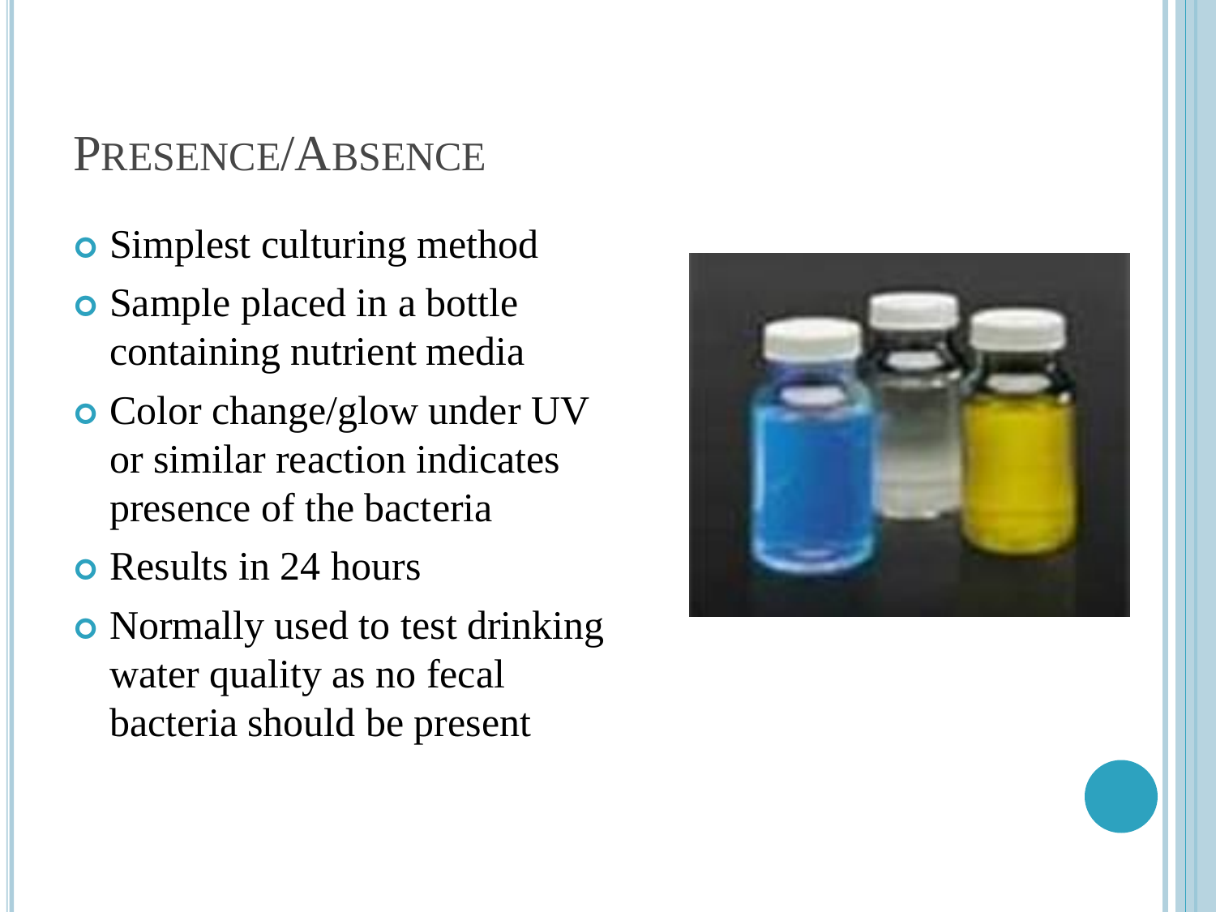## Presence/Absence

- Simplest culturing method
- Sample placed in a bottle containing nutrient media
- Color change/glow under UV or similar reaction indicates presence of the bacteria
- Results in 24 hours
- Normally used to test drinking water quality as no fecal bacteria should be present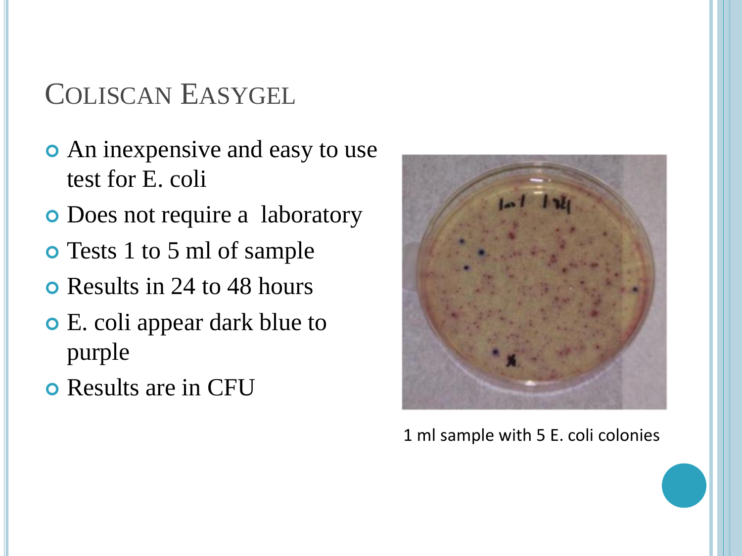# Coliscan Easygel

- An inexpensive and easy to use test for E. coli
- Does not require a laboratory
- Tests 1 to 5 ml of sample
- Results in 24 to 48 hours
- E. coli appear dark blue to purple
- Results are in CFU

1 ml sample with 5 E. coli colonies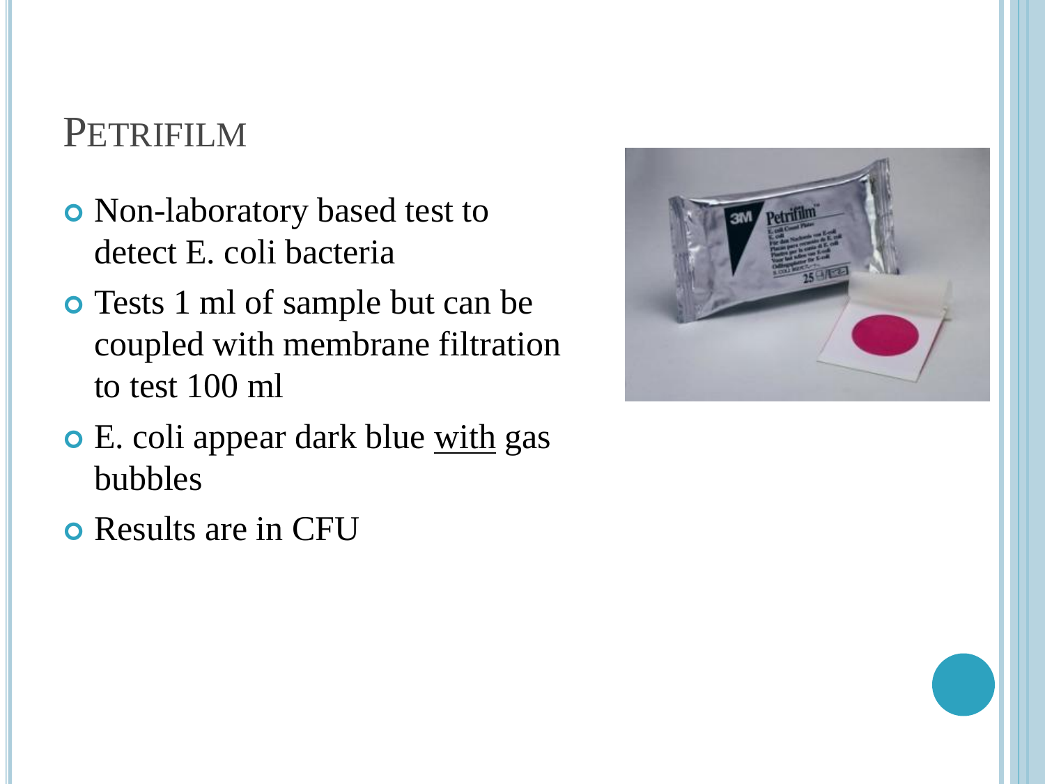# Petrifilm

- Non-laboratory based test to detect E. coli bacteria
- Tests 1 ml of sample but can be coupled with membrane filtration to test 100 ml
- E. coli appear dark blue <u>with</u> gas bubbles
- Results are in CFU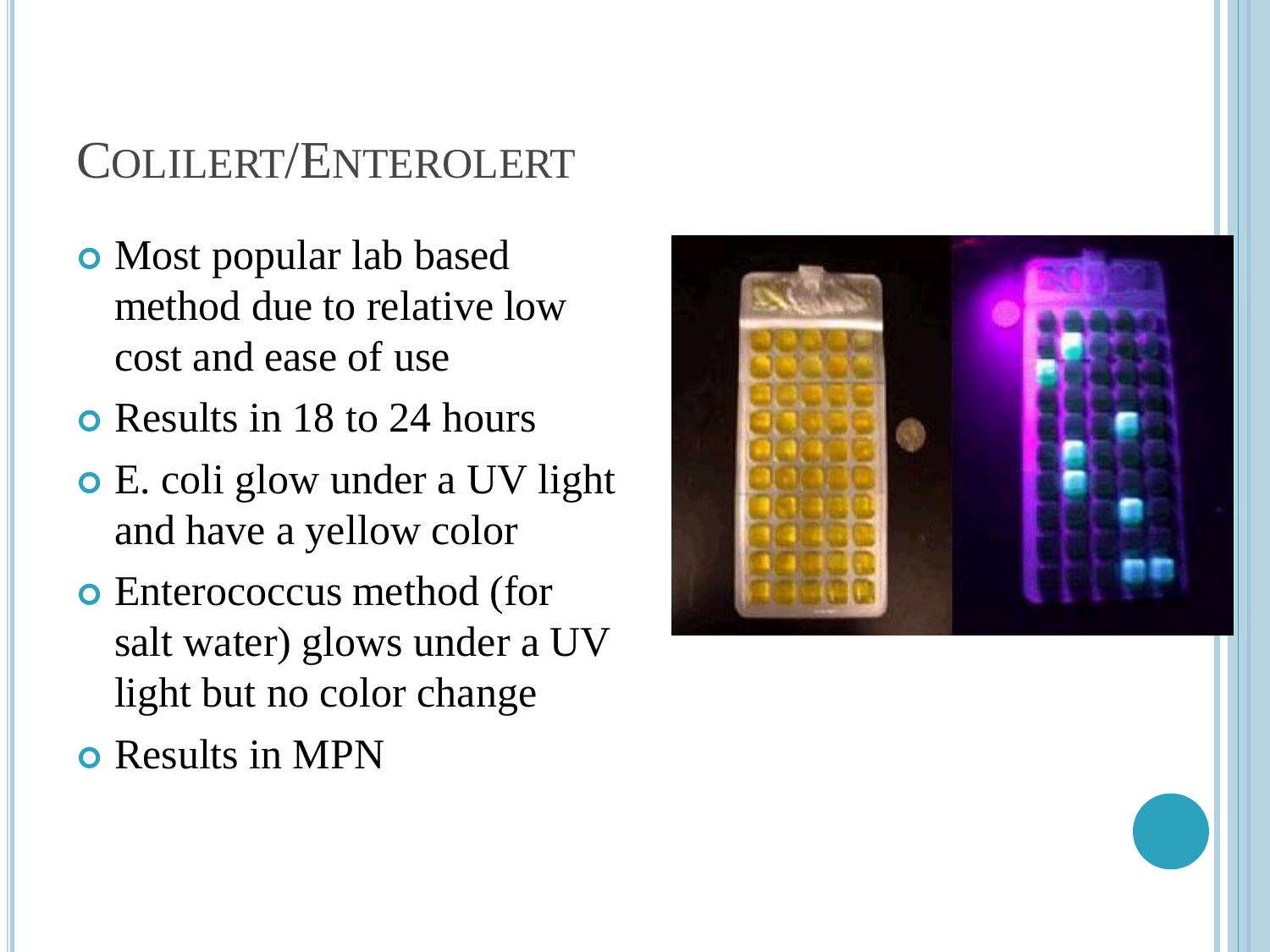# Colilert/Enterolert

- Most popular lab based method due to relative low cost and ease of use
- Results in 18 to 24 hours
- E. coli glow under a UV light and have a yellow color
- Enterococcus method (for salt water) glows under a UV light but no color change
- Results in MPN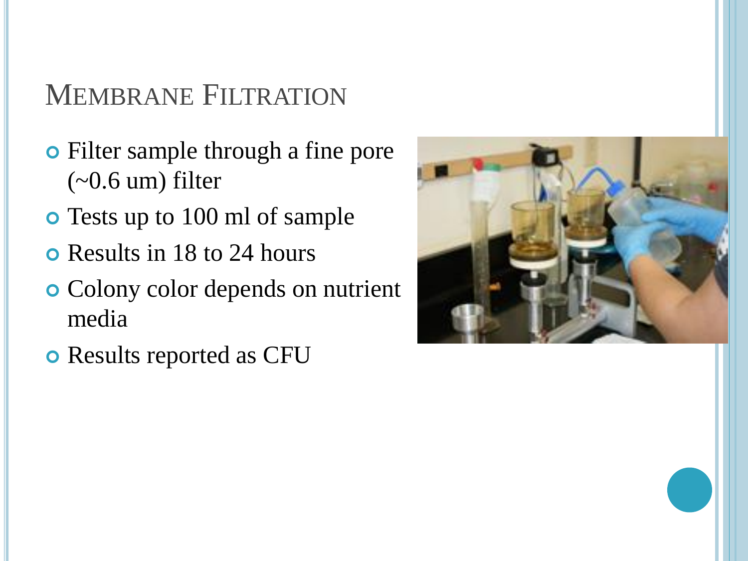# Membrane Filtration

- Filter sample through a fine pore (~0.6 um) filter
- Tests up to 100 ml of sample
- Results in 18 to 24 hours
- Colony color depends on nutrient media
- Results reported as CFU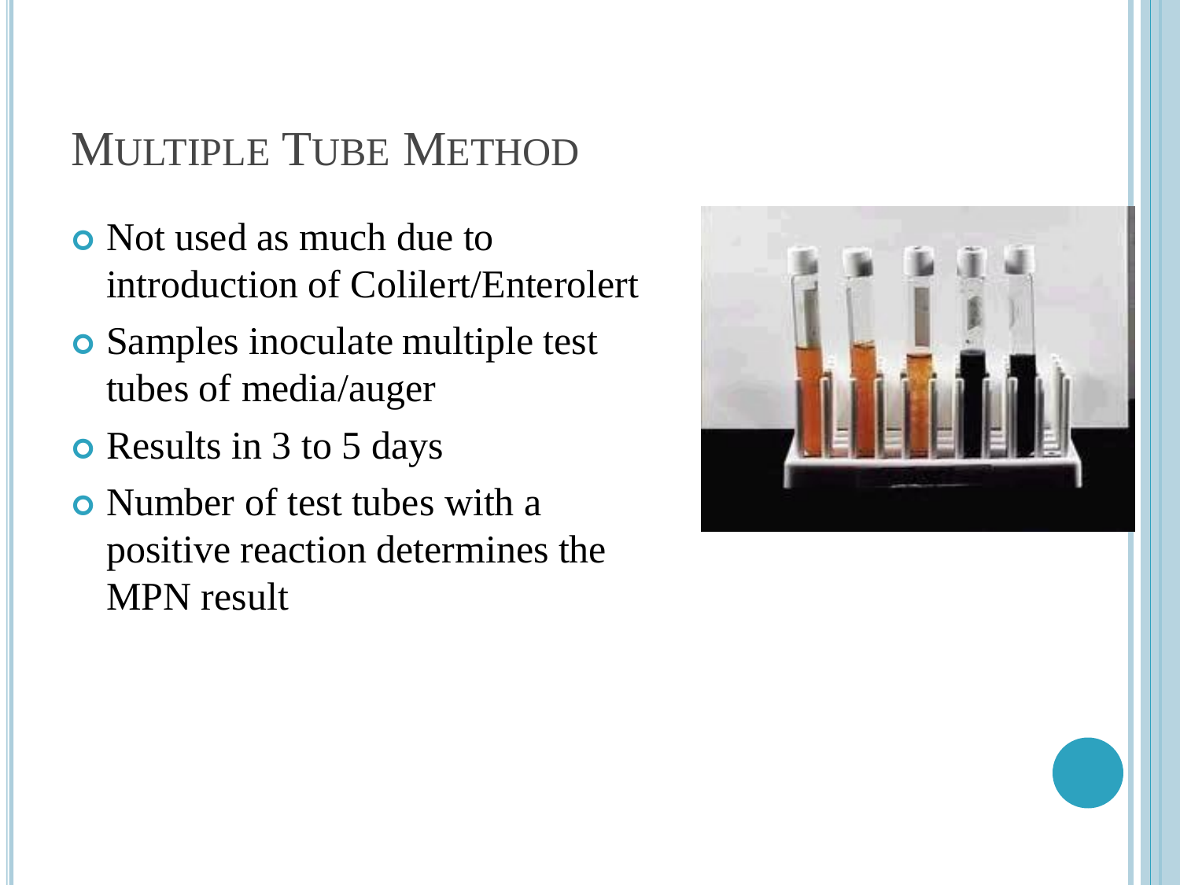# Multiple Tube Method

- Not used as much due to introduction of Colilert/Enterolert
- Samples inoculate multiple test tubes of media/auger
- Results in 3 to 5 days
- Number of test tubes with a positive reaction determines the MPN result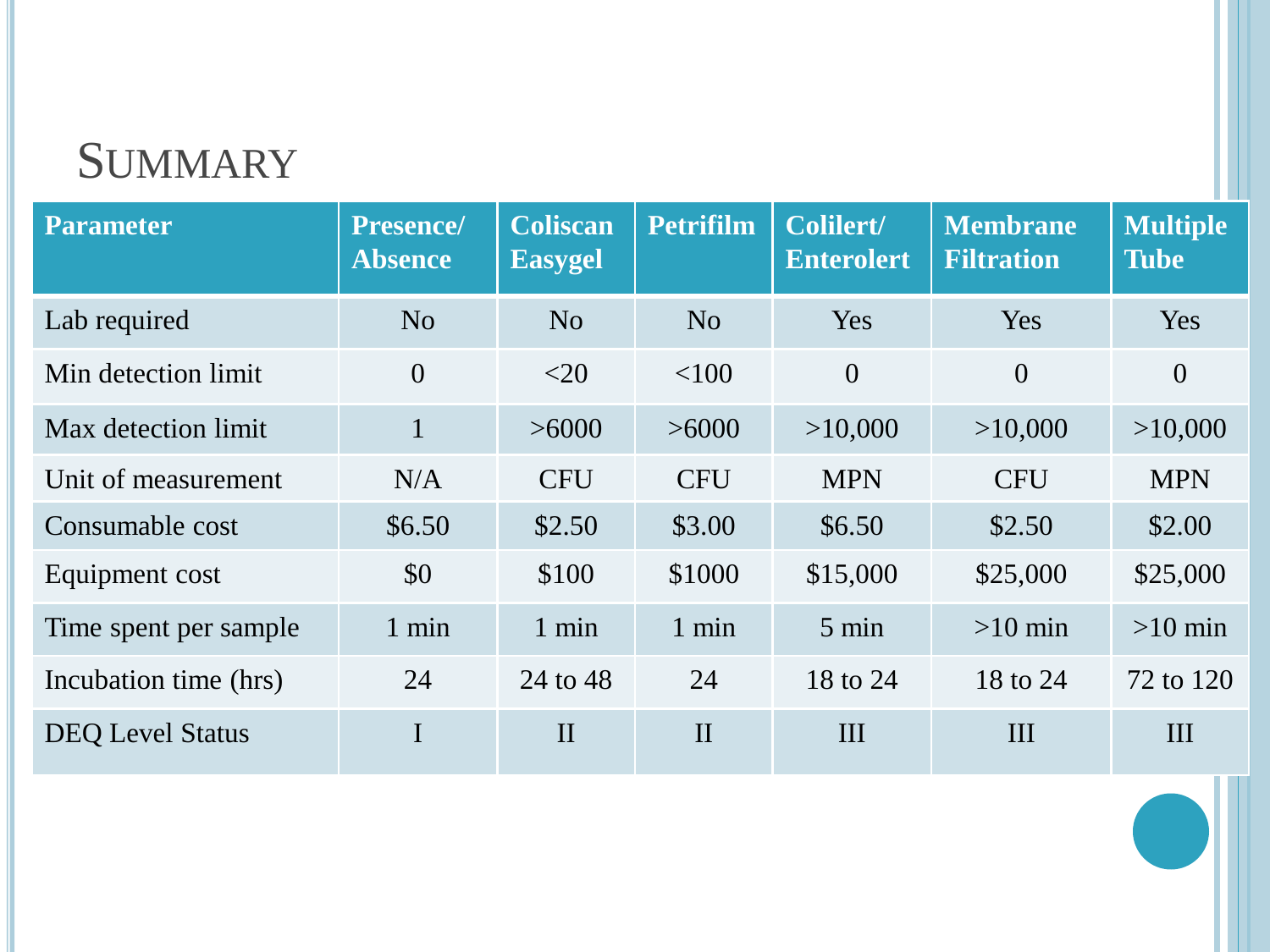# Summary

| Parameter | Presence/ Absence | Coliscan Easygel | Petrifilm | Colilert/ Enterolert | Membrane Filtration | Multiple Tube |
|---|---|---|---|---|---|---|
| Lab required | No | No | No | Yes | Yes | Yes |
| Min detection limit | 0 | <20 | <100 | 0 | 0 | 0 |
| Max detection limit | 1 | >6000 | >6000 | >10,000 | >10,000 | >10,000 |
| Unit of measurement | N/A | CFU | CFU | MPN | CFU | MPN |
| Consumable cost | $6.50 | $2.50 | $3.00 | $6.50 | $2.50 | $2.00 |
| Equipment cost | $0 | $100 | $1000 | $15,000 | $25,000 | $25,000 |
| Time spent per sample | 1 min | 1 min | 1 min | 5 min | >10 min | >10 min |
| Incubation time (hrs) | 24 | 24 to 48 | 24 | 18 to 24 | 18 to 24 | 72 to 120 |
| DEQ Level Status | I | II | II | III | III | III |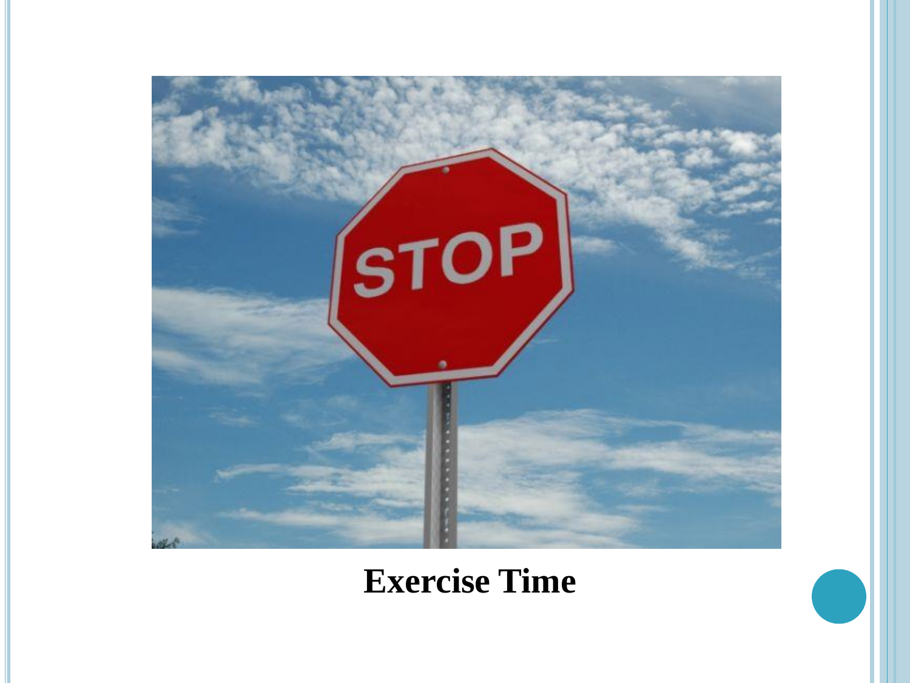**Exercise Time**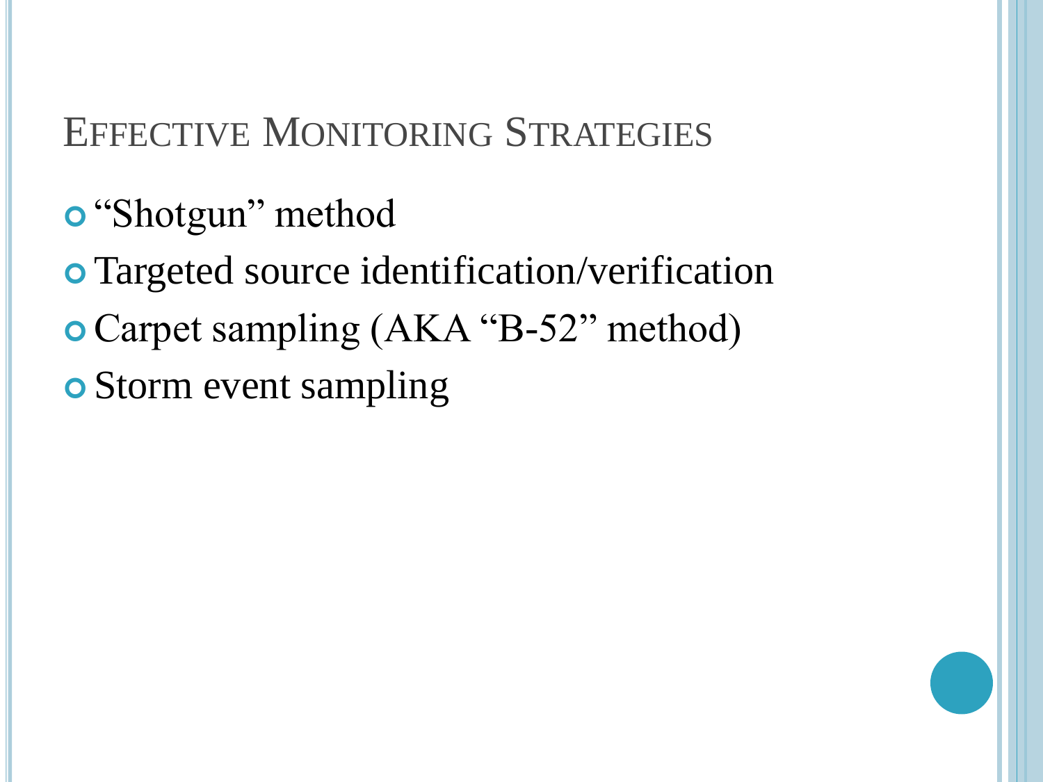## Effective Monitoring Strategies

- "Shotgun" method
- Targeted source identification/verification
- Carpet sampling (AKA "B-52" method)
- Storm event sampling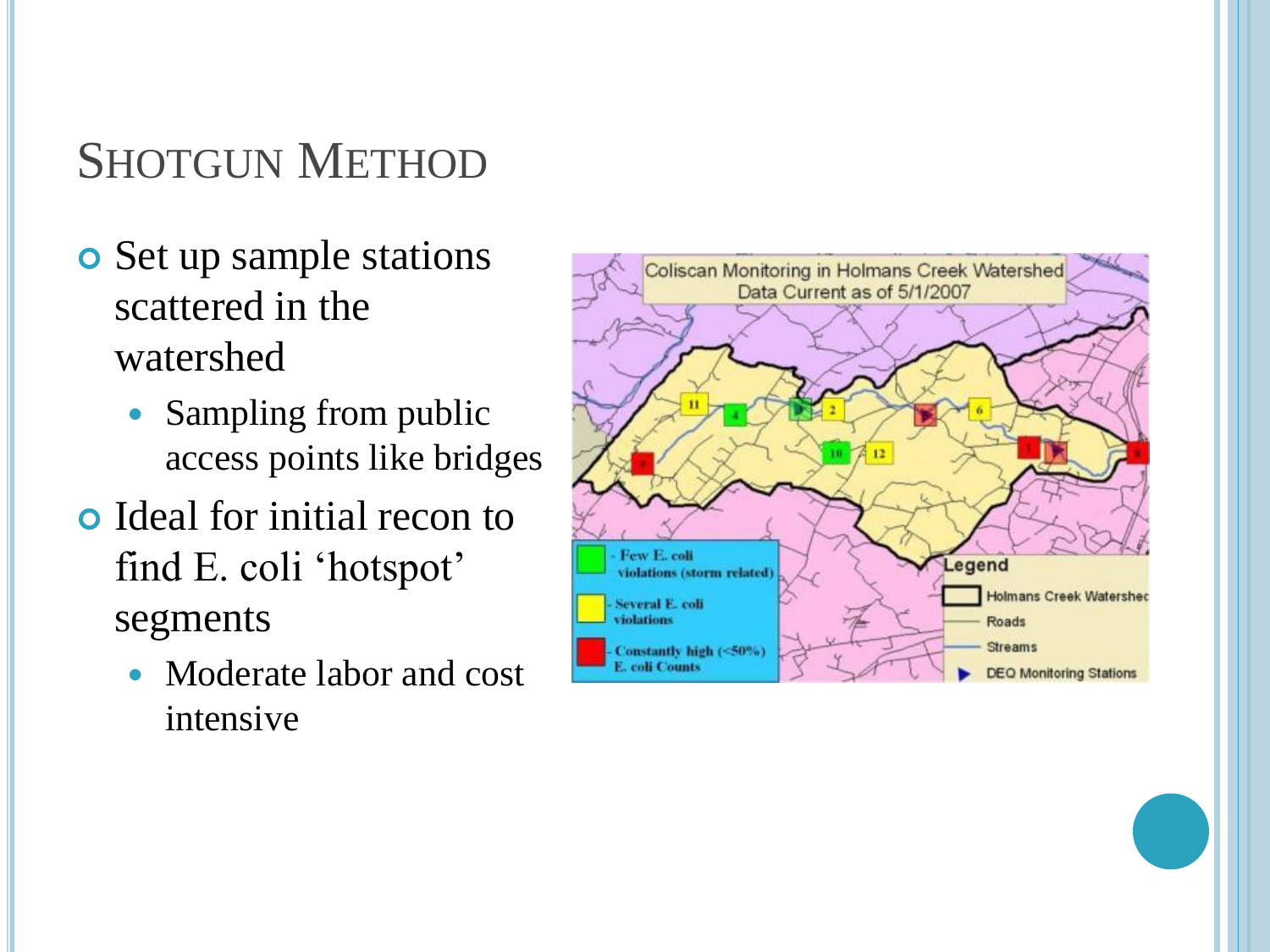# Shotgun Method

- Set up sample stations scattered in the watershed
  - Sampling from public access points like bridges
- Ideal for initial recon to find E. coli 'hotspot' segments
  - Moderate labor and cost intensive

Coliscan Monitoring in Holmans Creek Watershed
Data Current as of 5/1/2007

11
4
2
6
10
12
9
7
8

- Few E. coli violations (storm related)
- Several E. coli violations
- Constantly high (<50%) E. coli Counts

Legend
Holmans Creek Watershed
Roads
Streams
DEQ Monitoring Stations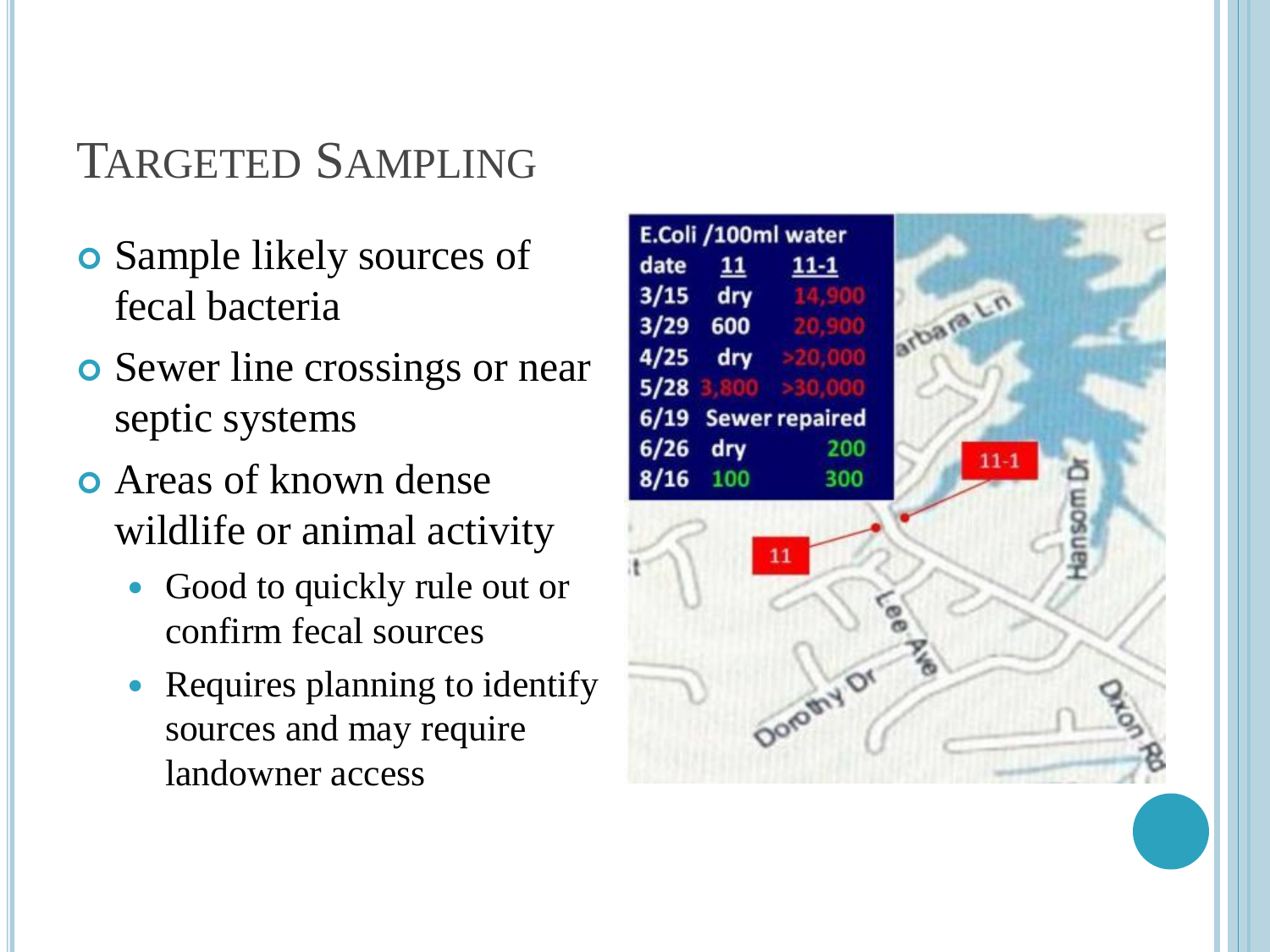# Targeted Sampling

- Sample likely sources of fecal bacteria
- Sewer line crossings or near septic systems
- Areas of known dense wildlife or animal activity
  - Good to quickly rule out or confirm fecal sources
  - Requires planning to identify sources and may require landowner access

E.Coli /100ml water

| date | 11 | 11-1 |
|---|---|---|
| 3/15 | dry | 14,900 |
| 3/29 | 600 | 20,900 |
| 4/25 | dry | >20,000 |
| 5/28 | 3,800 | >30,000 |
| 6/19 | Sewer repaired | |
| 6/26 | dry | 200 |
| 8/16 | 100 | 300 |

11-1

11

arbara Ln

Hansom Dr

Lee Ave

Dorothy Dr

Dixon Rd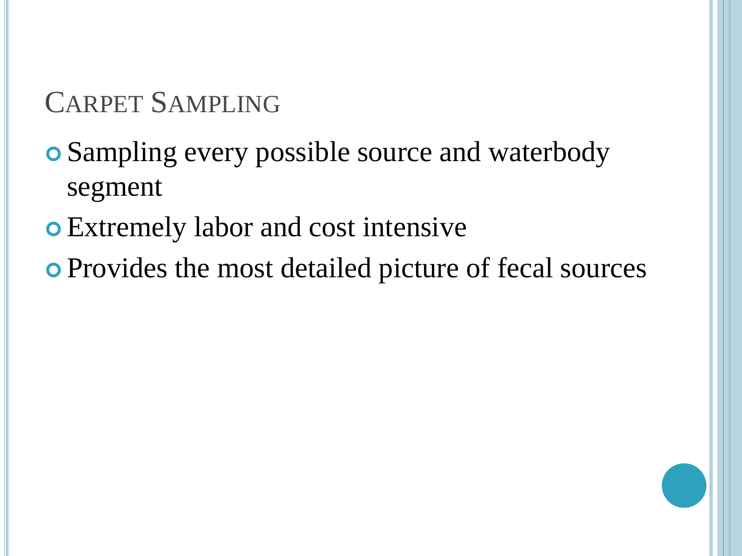## Carpet Sampling

- Sampling every possible source and waterbody segment
- Extremely labor and cost intensive
- Provides the most detailed picture of fecal sources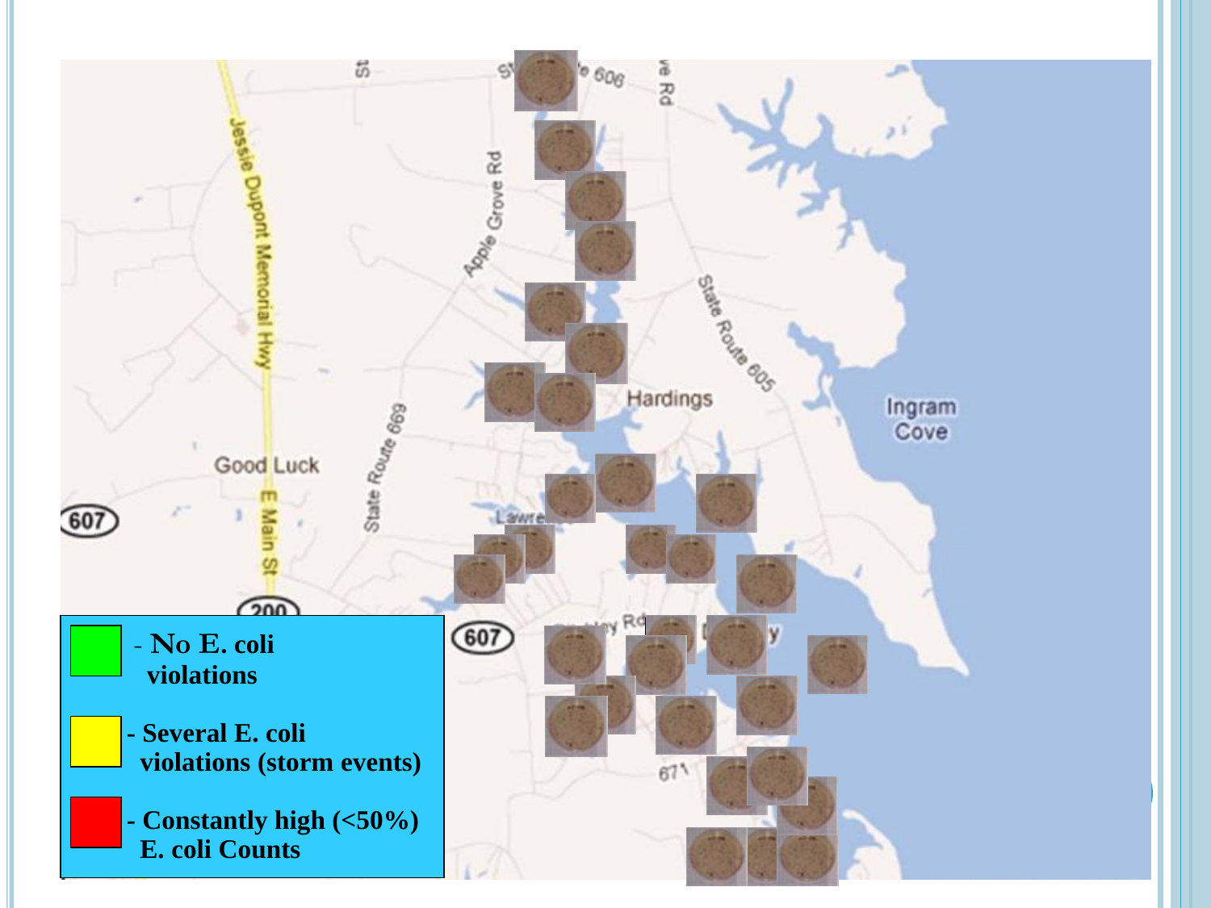- No E. coli violations

- Several E. coli violations (storm events)

- Constantly high (<50%) E. coli Counts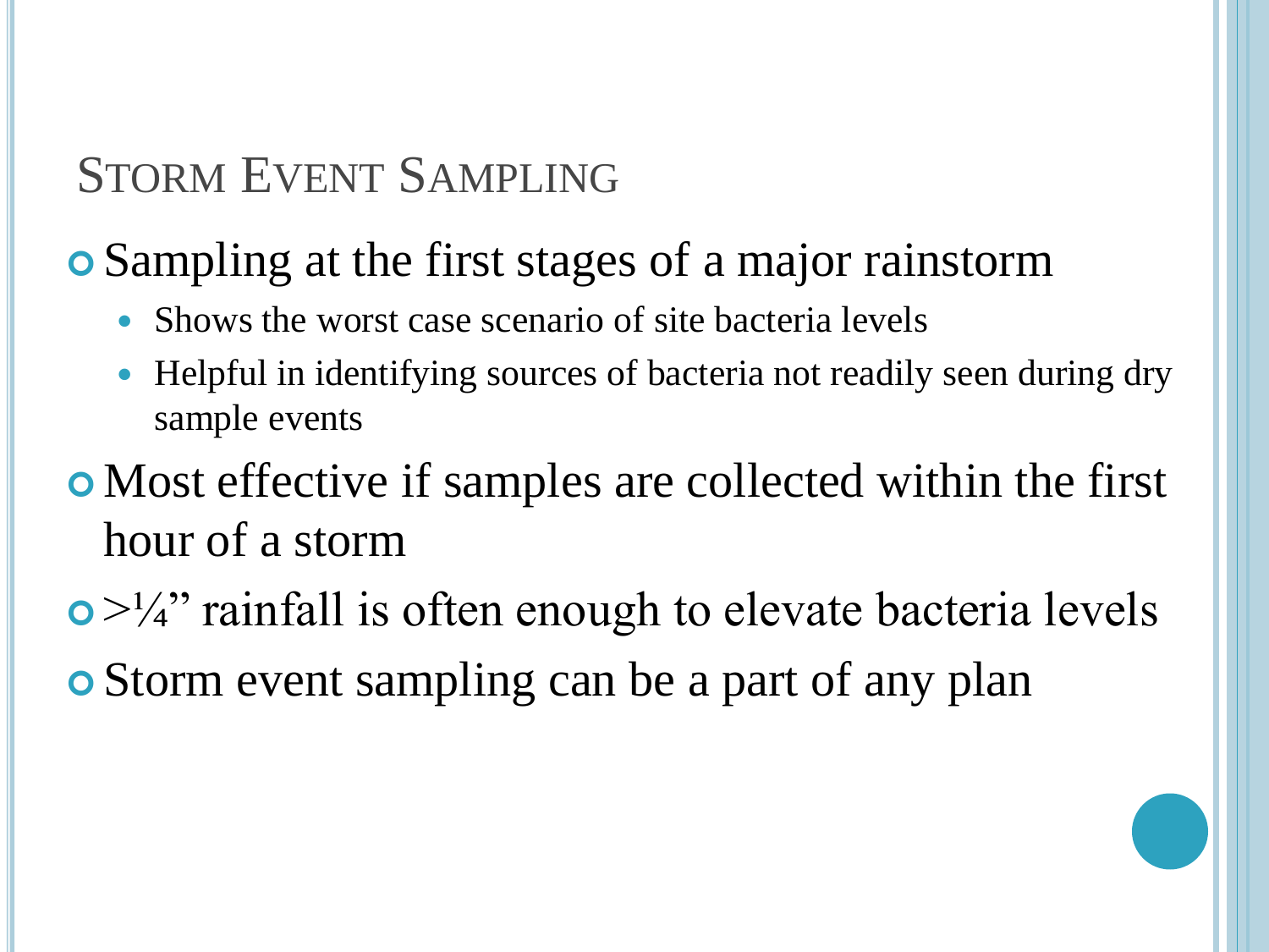# Storm Event Sampling

- Sampling at the first stages of a major rainstorm
  - Shows the worst case scenario of site bacteria levels
  - Helpful in identifying sources of bacteria not readily seen during dry sample events
- Most effective if samples are collected within the first hour of a storm
- >¼" rainfall is often enough to elevate bacteria levels
- Storm event sampling can be a part of any plan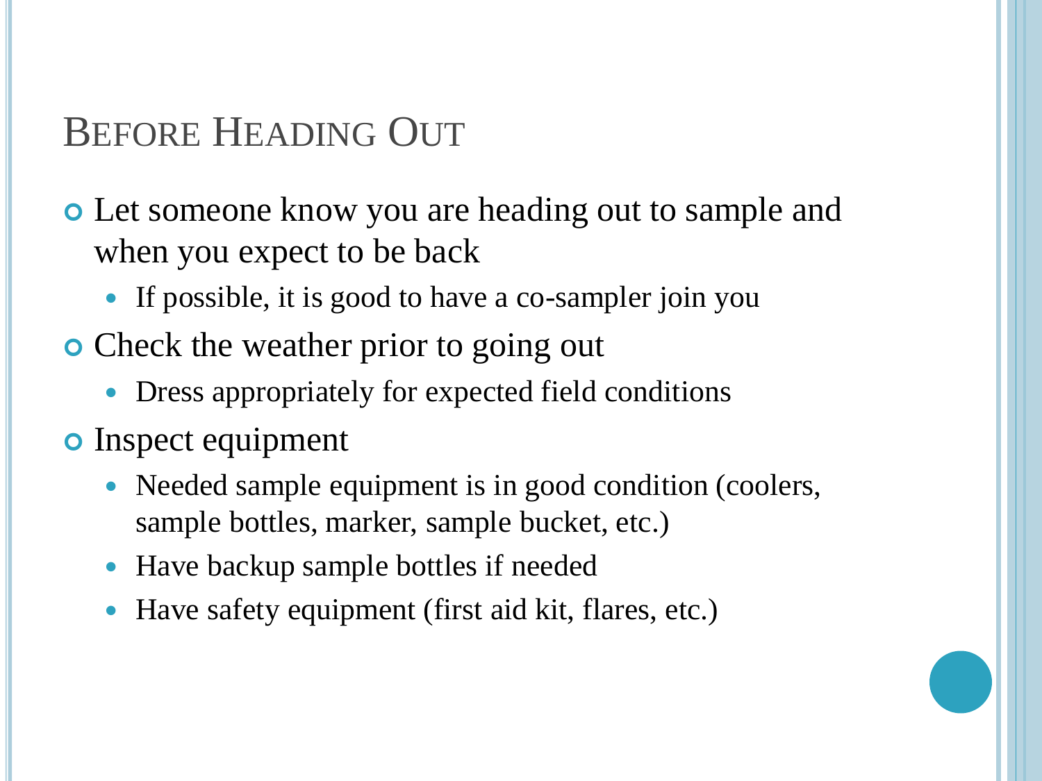# Before Heading Out

- Let someone know you are heading out to sample and when you expect to be back
  - If possible, it is good to have a co-sampler join you
- Check the weather prior to going out
  - Dress appropriately for expected field conditions
- Inspect equipment
  - Needed sample equipment is in good condition (coolers, sample bottles, marker, sample bucket, etc.)
  - Have backup sample bottles if needed
  - Have safety equipment (first aid kit, flares, etc.)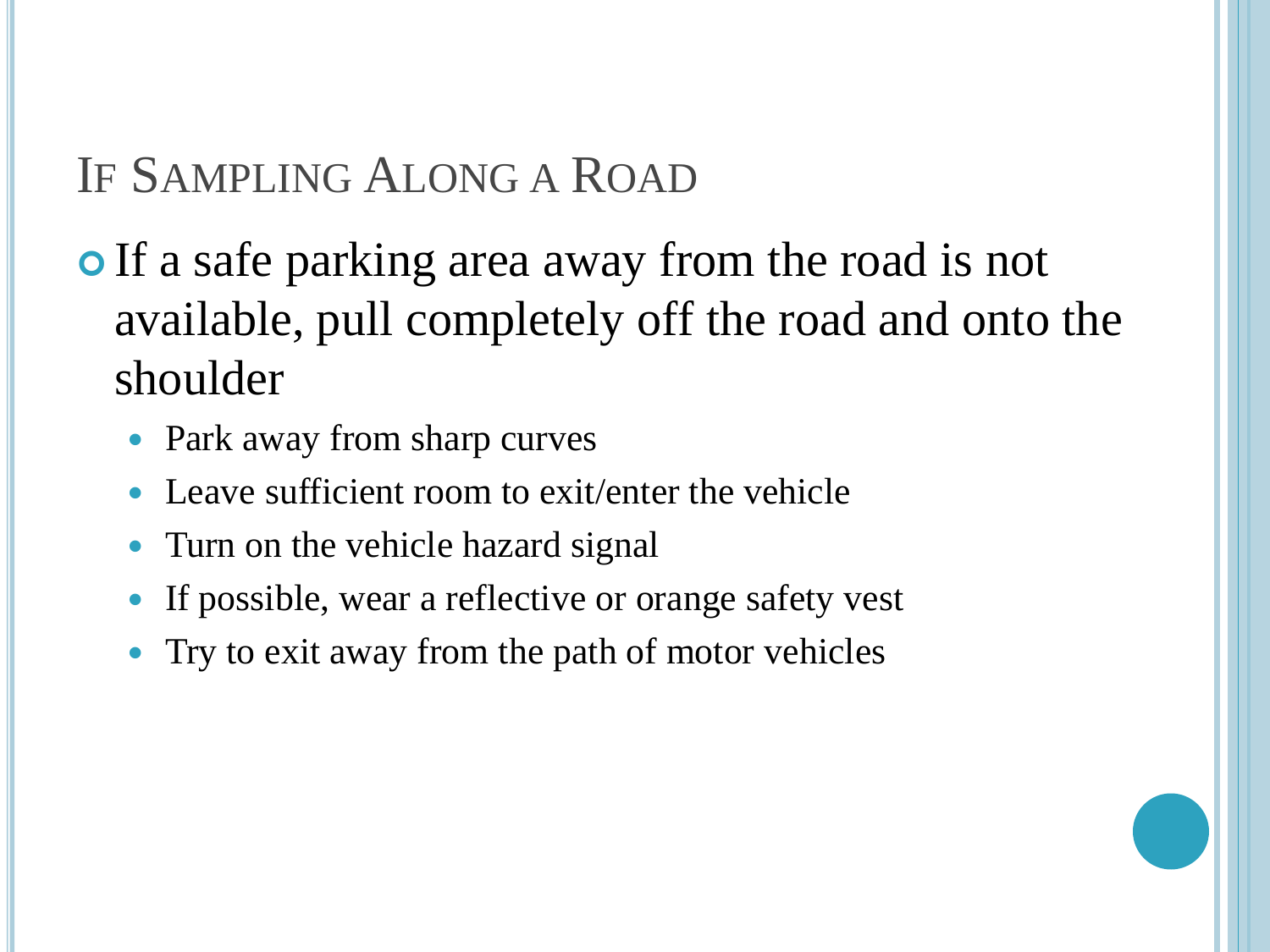# If Sampling Along a Road

- If a safe parking area away from the road is not available, pull completely off the road and onto the shoulder
  - Park away from sharp curves
  - Leave sufficient room to exit/enter the vehicle
  - Turn on the vehicle hazard signal
  - If possible, wear a reflective or orange safety vest
  - Try to exit away from the path of motor vehicles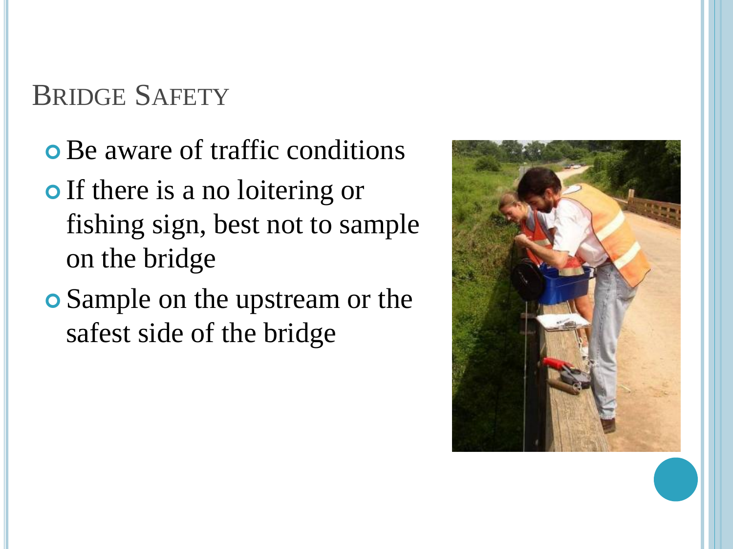# Bridge Safety

- Be aware of traffic conditions
- If there is a no loitering or fishing sign, best not to sample on the bridge
- Sample on the upstream or the safest side of the bridge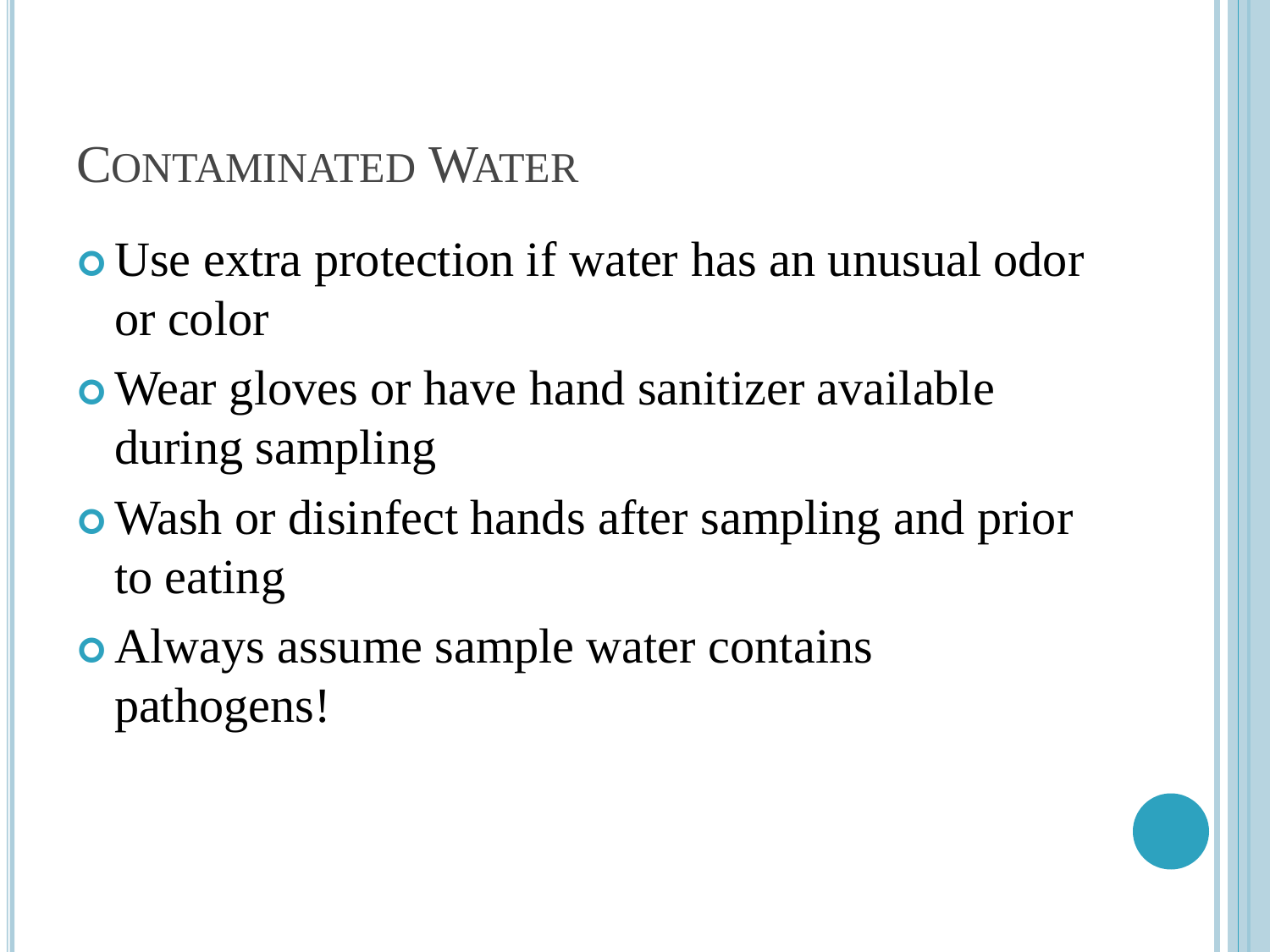## Contaminated Water

- Use extra protection if water has an unusual odor or color
- Wear gloves or have hand sanitizer available during sampling
- Wash or disinfect hands after sampling and prior to eating
- Always assume sample water contains pathogens!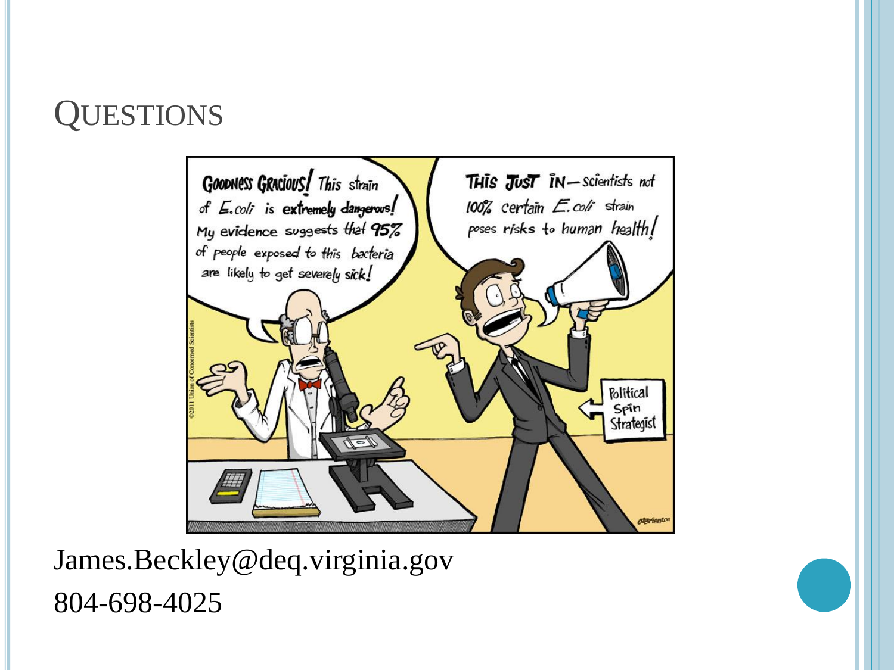# QUESTIONS

James.Beckley@deq.virginia.gov

804-698-4025